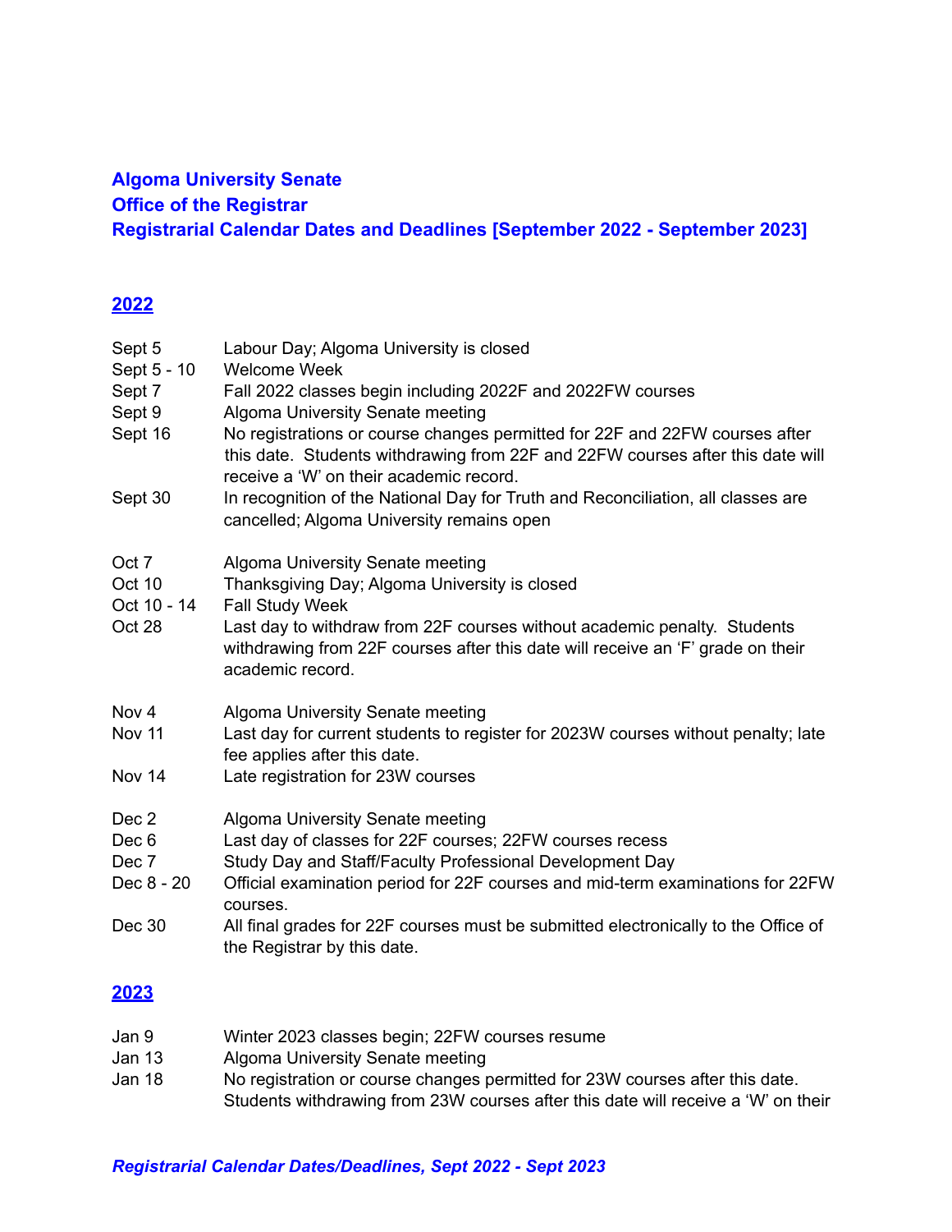# Algoma University Senate
# Office of the Registrar
# Registrarial Calendar Dates and Deadlines [September 2022 - September 2023]

## 2022

| | |
|---|---|
| Sept 5 | Labour Day; Algoma University is closed |
| Sept 5 - 10 | Welcome Week |
| Sept 7 | Fall 2022 classes begin including 2022F and 2022FW courses |
| Sept 9 | Algoma University Senate meeting |
| Sept 16 | No registrations or course changes permitted for 22F and 22FW courses after this date. Students withdrawing from 22F and 22FW courses after this date will receive a 'W' on their academic record. |
| Sept 30 | In recognition of the National Day for Truth and Reconciliation, all classes are cancelled; Algoma University remains open |
| Oct 7 | Algoma University Senate meeting |
| Oct 10 | Thanksgiving Day; Algoma University is closed |
| Oct 10 - 14 | Fall Study Week |
| Oct 28 | Last day to withdraw from 22F courses without academic penalty. Students withdrawing from 22F courses after this date will receive an 'F' grade on their academic record. |
| Nov 4 | Algoma University Senate meeting |
| Nov 11 | Last day for current students to register for 2023W courses without penalty; late fee applies after this date. |
| Nov 14 | Late registration for 23W courses |
| Dec 2 | Algoma University Senate meeting |
| Dec 6 | Last day of classes for 22F courses; 22FW courses recess |
| Dec 7 | Study Day and Staff/Faculty Professional Development Day |
| Dec 8 - 20 | Official examination period for 22F courses and mid-term examinations for 22FW courses. |
| Dec 30 | All final grades for 22F courses must be submitted electronically to the Office of the Registrar by this date. |

## 2023

| | |
|---|---|
| Jan 9 | Winter 2023 classes begin; 22FW courses resume |
| Jan 13 | Algoma University Senate meeting |
| Jan 18 | No registration or course changes permitted for 23W courses after this date. Students withdrawing from 23W courses after this date will receive a 'W' on their |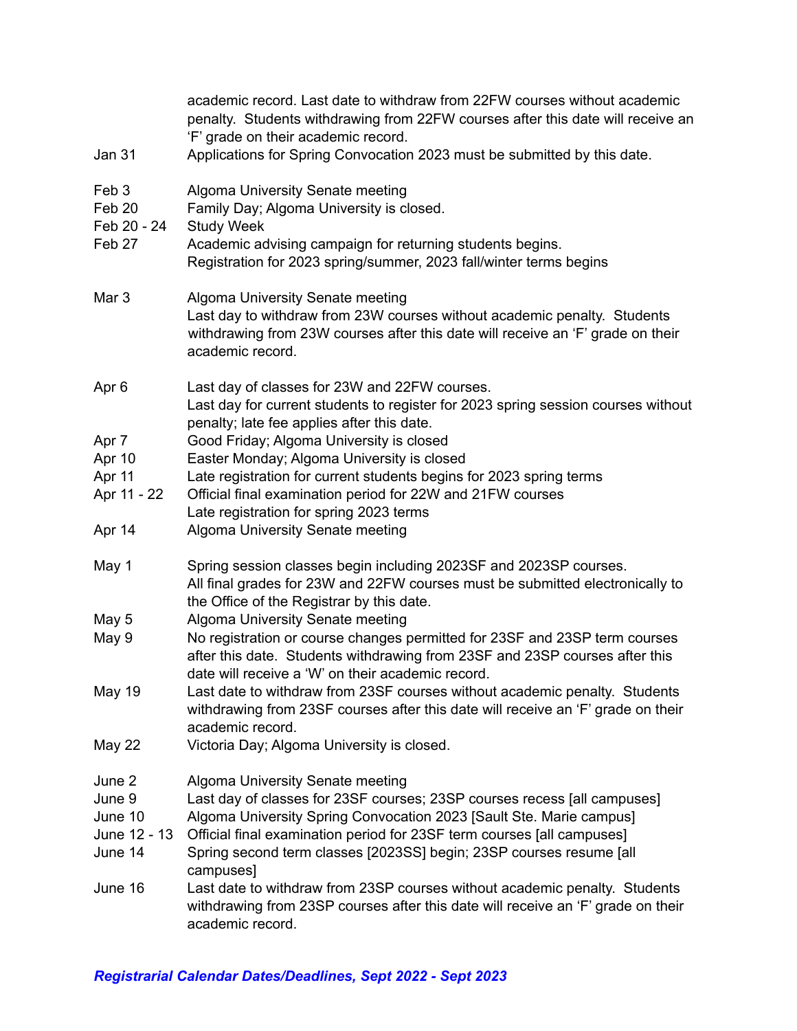| | |
|---|---|
| | academic record. Last date to withdraw from 22FW courses without academic penalty. Students withdrawing from 22FW courses after this date will receive an 'F' grade on their academic record. |
| Jan 31 | Applications for Spring Convocation 2023 must be submitted by this date. |
| Feb 3 | Algoma University Senate meeting |
| Feb 20 | Family Day; Algoma University is closed. |
| Feb 20 - 24 | Study Week |
| Feb 27 | Academic advising campaign for returning students begins.<br>Registration for 2023 spring/summer, 2023 fall/winter terms begins |
| Mar 3 | Algoma University Senate meeting<br>Last day to withdraw from 23W courses without academic penalty. Students withdrawing from 23W courses after this date will receive an 'F' grade on their academic record. |
| Apr 6 | Last day of classes for 23W and 22FW courses.<br>Last day for current students to register for 2023 spring session courses without penalty; late fee applies after this date. |
| Apr 7 | Good Friday; Algoma University is closed |
| Apr 10 | Easter Monday; Algoma University is closed |
| Apr 11 | Late registration for current students begins for 2023 spring terms |
| Apr 11 - 22 | Official final examination period for 22W and 21FW courses<br>Late registration for spring 2023 terms |
| Apr 14 | Algoma University Senate meeting |
| May 1 | Spring session classes begin including 2023SF and 2023SP courses.<br>All final grades for 23W and 22FW courses must be submitted electronically to the Office of the Registrar by this date. |
| May 5 | Algoma University Senate meeting |
| May 9 | No registration or course changes permitted for 23SF and 23SP term courses after this date. Students withdrawing from 23SF and 23SP courses after this date will receive a 'W' on their academic record. |
| May 19 | Last date to withdraw from 23SF courses without academic penalty. Students withdrawing from 23SF courses after this date will receive an 'F' grade on their academic record. |
| May 22 | Victoria Day; Algoma University is closed. |
| June 2 | Algoma University Senate meeting |
| June 9 | Last day of classes for 23SF courses; 23SP courses recess [all campuses] |
| June 10 | Algoma University Spring Convocation 2023 [Sault Ste. Marie campus] |
| June 12 - 13 | Official final examination period for 23SF term courses [all campuses] |
| June 14 | Spring second term classes [2023SS] begin; 23SP courses resume [all campuses] |
| June 16 | Last date to withdraw from 23SP courses without academic penalty. Students withdrawing from 23SP courses after this date will receive an 'F' grade on their academic record. |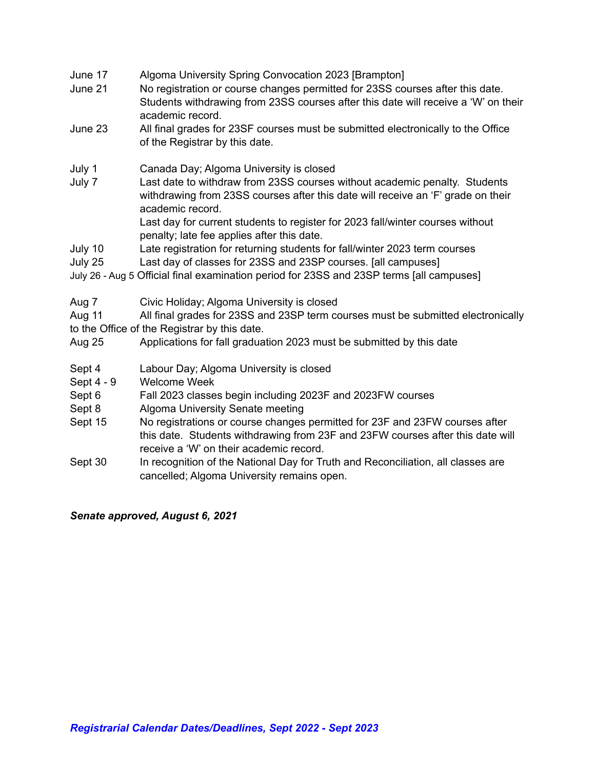| | |
|---|---|
| June 17 | Algoma University Spring Convocation 2023 [Brampton] |
| June 21 | No registration or course changes permitted for 23SS courses after this date. Students withdrawing from 23SS courses after this date will receive a 'W' on their academic record. |
| June 23 | All final grades for 23SF courses must be submitted electronically to the Office of the Registrar by this date. |
| July 1 | Canada Day; Algoma University is closed |
| July 7 | Last date to withdraw from 23SS courses without academic penalty. Students withdrawing from 23SS courses after this date will receive an 'F' grade on their academic record. Last day for current students to register for 2023 fall/winter courses without penalty; late fee applies after this date. |
| July 10 | Late registration for returning students for fall/winter 2023 term courses |
| July 25 | Last day of classes for 23SS and 23SP courses. [all campuses] |
| July 26 - Aug 5 | Official final examination period for 23SS and 23SP terms [all campuses] |
| Aug 7 | Civic Holiday; Algoma University is closed |
| Aug 11 | All final grades for 23SS and 23SP term courses must be submitted electronically to the Office of the Registrar by this date. |
| Aug 25 | Applications for fall graduation 2023 must be submitted by this date |
| Sept 4 | Labour Day; Algoma University is closed |
| Sept 4 - 9 | Welcome Week |
| Sept 6 | Fall 2023 classes begin including 2023F and 2023FW courses |
| Sept 8 | Algoma University Senate meeting |
| Sept 15 | No registrations or course changes permitted for 23F and 23FW courses after this date. Students withdrawing from 23F and 23FW courses after this date will receive a 'W' on their academic record. |
| Sept 30 | In recognition of the National Day for Truth and Reconciliation, all classes are cancelled; Algoma University remains open. |

***Senate approved, August 6, 2021***